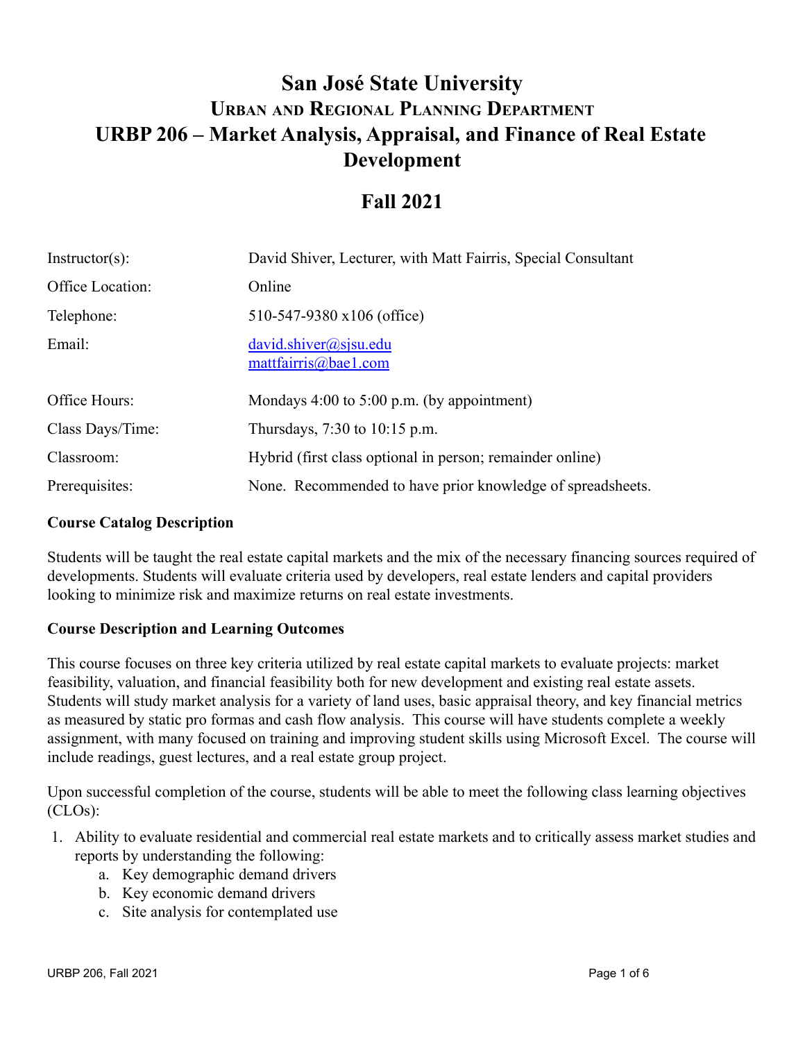# San José State University

## Urban and Regional Planning Department

## URBP 206 – Market Analysis, Appraisal, and Finance of Real Estate Development

## Fall 2021

| | |
|---|---|
| Instructor(s): | David Shiver, Lecturer, with Matt Fairris, Special Consultant |
| Office Location: | Online |
| Telephone: | 510-547-9380 x106 (office) |
| Email: | david.shiver@sjsu.edu<br>mattfairris@bae1.com |
| Office Hours: | Mondays 4:00 to 5:00 p.m. (by appointment) |
| Class Days/Time: | Thursdays, 7:30 to 10:15 p.m. |
| Classroom: | Hybrid (first class optional in person; remainder online) |
| Prerequisites: | None. Recommended to have prior knowledge of spreadsheets. |

**Course Catalog Description**

Students will be taught the real estate capital markets and the mix of the necessary financing sources required of developments. Students will evaluate criteria used by developers, real estate lenders and capital providers looking to minimize risk and maximize returns on real estate investments.

**Course Description and Learning Outcomes**

This course focuses on three key criteria utilized by real estate capital markets to evaluate projects: market feasibility, valuation, and financial feasibility both for new development and existing real estate assets. Students will study market analysis for a variety of land uses, basic appraisal theory, and key financial metrics as measured by static pro formas and cash flow analysis. This course will have students complete a weekly assignment, with many focused on training and improving student skills using Microsoft Excel. The course will include readings, guest lectures, and a real estate group project.

Upon successful completion of the course, students will be able to meet the following class learning objectives (CLOs):

1. Ability to evaluate residential and commercial real estate markets and to critically assess market studies and reports by understanding the following:
    a. Key demographic demand drivers
    b. Key economic demand drivers
    c. Site analysis for contemplated use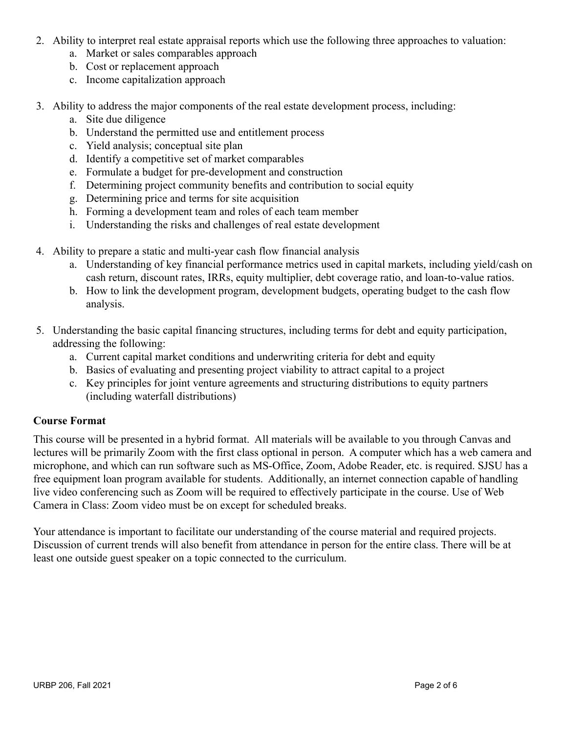2. Ability to interpret real estate appraisal reports which use the following three approaches to valuation:
   a. Market or sales comparables approach
   b. Cost or replacement approach
   c. Income capitalization approach

3. Ability to address the major components of the real estate development process, including:
   a. Site due diligence
   b. Understand the permitted use and entitlement process
   c. Yield analysis; conceptual site plan
   d. Identify a competitive set of market comparables
   e. Formulate a budget for pre-development and construction
   f. Determining project community benefits and contribution to social equity
   g. Determining price and terms for site acquisition
   h. Forming a development team and roles of each team member
   i. Understanding the risks and challenges of real estate development

4. Ability to prepare a static and multi-year cash flow financial analysis
   a. Understanding of key financial performance metrics used in capital markets, including yield/cash on cash return, discount rates, IRRs, equity multiplier, debt coverage ratio, and loan-to-value ratios.
   b. How to link the development program, development budgets, operating budget to the cash flow analysis.

5. Understanding the basic capital financing structures, including terms for debt and equity participation, addressing the following:
   a. Current capital market conditions and underwriting criteria for debt and equity
   b. Basics of evaluating and presenting project viability to attract capital to a project
   c. Key principles for joint venture agreements and structuring distributions to equity partners (including waterfall distributions)

**Course Format**

This course will be presented in a hybrid format. All materials will be available to you through Canvas and lectures will be primarily Zoom with the first class optional in person. A computer which has a web camera and microphone, and which can run software such as MS-Office, Zoom, Adobe Reader, etc. is required. SJSU has a free equipment loan program available for students. Additionally, an internet connection capable of handling live video conferencing such as Zoom will be required to effectively participate in the course. Use of Web Camera in Class: Zoom video must be on except for scheduled breaks.

Your attendance is important to facilitate our understanding of the course material and required projects. Discussion of current trends will also benefit from attendance in person for the entire class. There will be at least one outside guest speaker on a topic connected to the curriculum.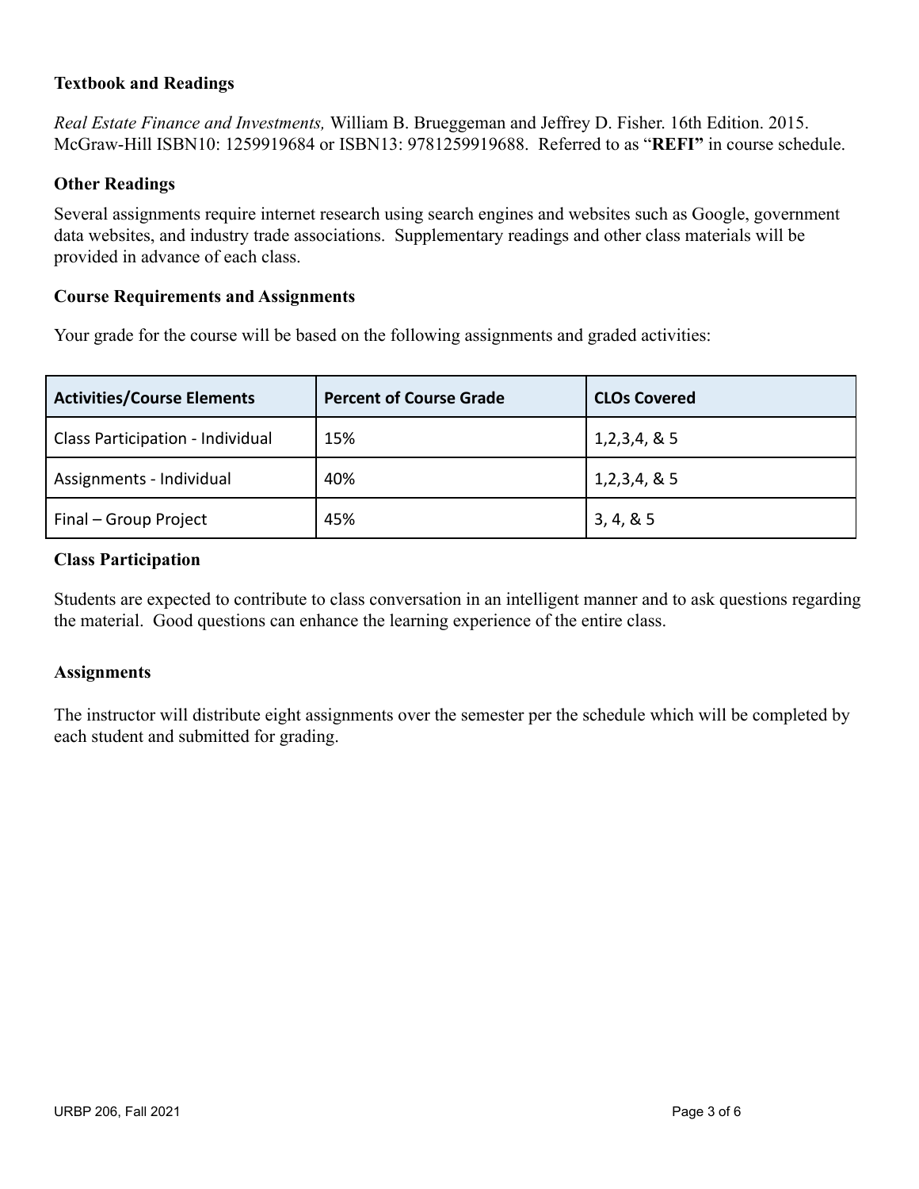### Textbook and Readings

*Real Estate Finance and Investments,* William B. Brueggeman and Jeffrey D. Fisher. 16th Edition. 2015. McGraw-Hill ISBN10: 1259919684 or ISBN13: 9781259919688. Referred to as "**REFI"** in course schedule.

### Other Readings

Several assignments require internet research using search engines and websites such as Google, government data websites, and industry trade associations. Supplementary readings and other class materials will be provided in advance of each class.

### Course Requirements and Assignments

Your grade for the course will be based on the following assignments and graded activities:

| Activities/Course Elements | Percent of Course Grade | CLOs Covered |
| --- | --- | --- |
| Class Participation - Individual | 15% | 1,2,3,4, & 5 |
| Assignments - Individual | 40% | 1,2,3,4, & 5 |
| Final – Group Project | 45% | 3, 4, & 5 |

### Class Participation

Students are expected to contribute to class conversation in an intelligent manner and to ask questions regarding the material. Good questions can enhance the learning experience of the entire class.

### Assignments

The instructor will distribute eight assignments over the semester per the schedule which will be completed by each student and submitted for grading.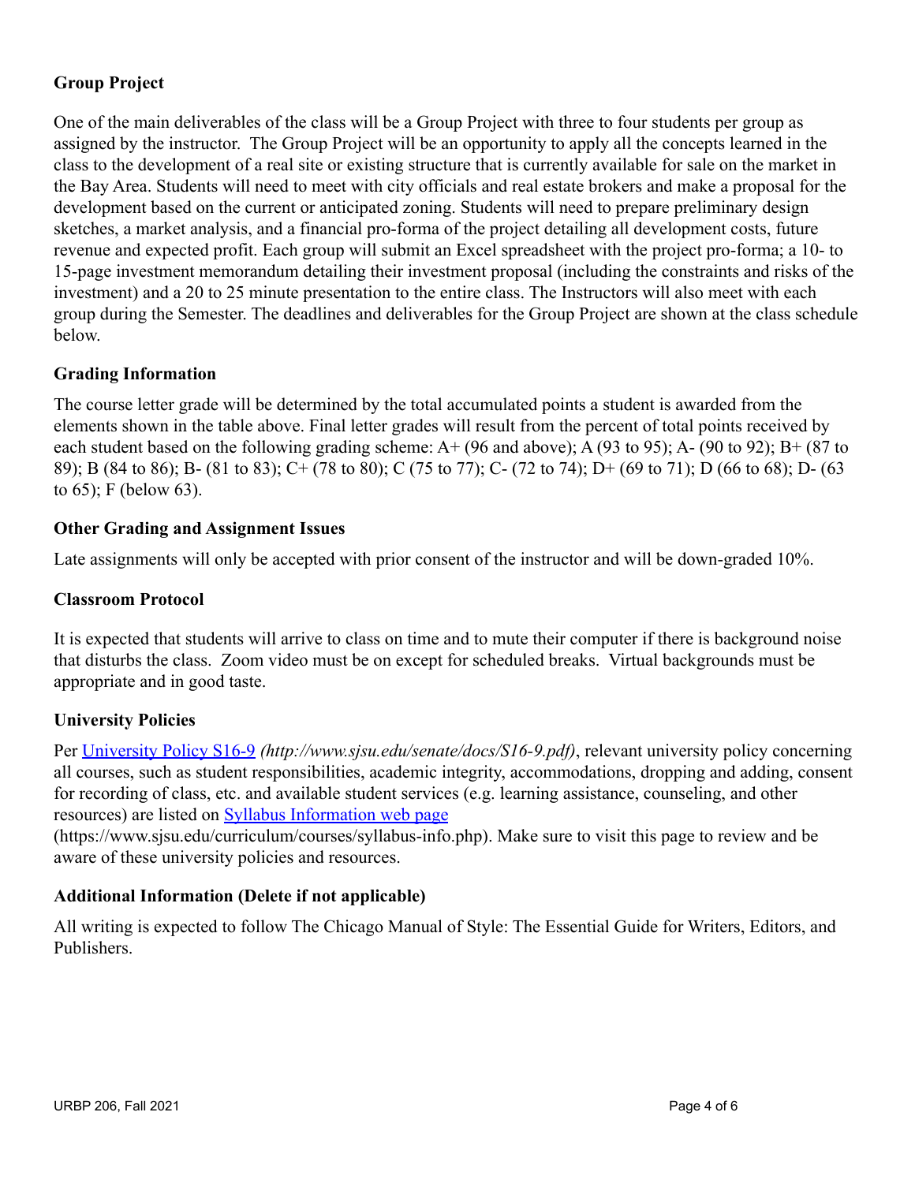## Group Project

One of the main deliverables of the class will be a Group Project with three to four students per group as assigned by the instructor. The Group Project will be an opportunity to apply all the concepts learned in the class to the development of a real site or existing structure that is currently available for sale on the market in the Bay Area. Students will need to meet with city officials and real estate brokers and make a proposal for the development based on the current or anticipated zoning. Students will need to prepare preliminary design sketches, a market analysis, and a financial pro-forma of the project detailing all development costs, future revenue and expected profit. Each group will submit an Excel spreadsheet with the project pro-forma; a 10- to 15-page investment memorandum detailing their investment proposal (including the constraints and risks of the investment) and a 20 to 25 minute presentation to the entire class. The Instructors will also meet with each group during the Semester. The deadlines and deliverables for the Group Project are shown at the class schedule below.

## Grading Information

The course letter grade will be determined by the total accumulated points a student is awarded from the elements shown in the table above. Final letter grades will result from the percent of total points received by each student based on the following grading scheme: A+ (96 and above); A (93 to 95); A- (90 to 92); B+ (87 to 89); B (84 to 86); B- (81 to 83); C+ (78 to 80); C (75 to 77); C- (72 to 74); D+ (69 to 71); D (66 to 68); D- (63 to 65); F (below 63).

## Other Grading and Assignment Issues

Late assignments will only be accepted with prior consent of the instructor and will be down-graded 10%.

## Classroom Protocol

It is expected that students will arrive to class on time and to mute their computer if there is background noise that disturbs the class. Zoom video must be on except for scheduled breaks. Virtual backgrounds must be appropriate and in good taste.

## University Policies

Per [University Policy S16-9](http://www.sjsu.edu/senate/docs/S16-9.pdf) *(http://www.sjsu.edu/senate/docs/S16-9.pdf)*, relevant university policy concerning all courses, such as student responsibilities, academic integrity, accommodations, dropping and adding, consent for recording of class, etc. and available student services (e.g. learning assistance, counseling, and other resources) are listed on [Syllabus Information web page](https://www.sjsu.edu/curriculum/courses/syllabus-info.php) (https://www.sjsu.edu/curriculum/courses/syllabus-info.php). Make sure to visit this page to review and be aware of these university policies and resources.

## Additional Information (Delete if not applicable)

All writing is expected to follow The Chicago Manual of Style: The Essential Guide for Writers, Editors, and Publishers.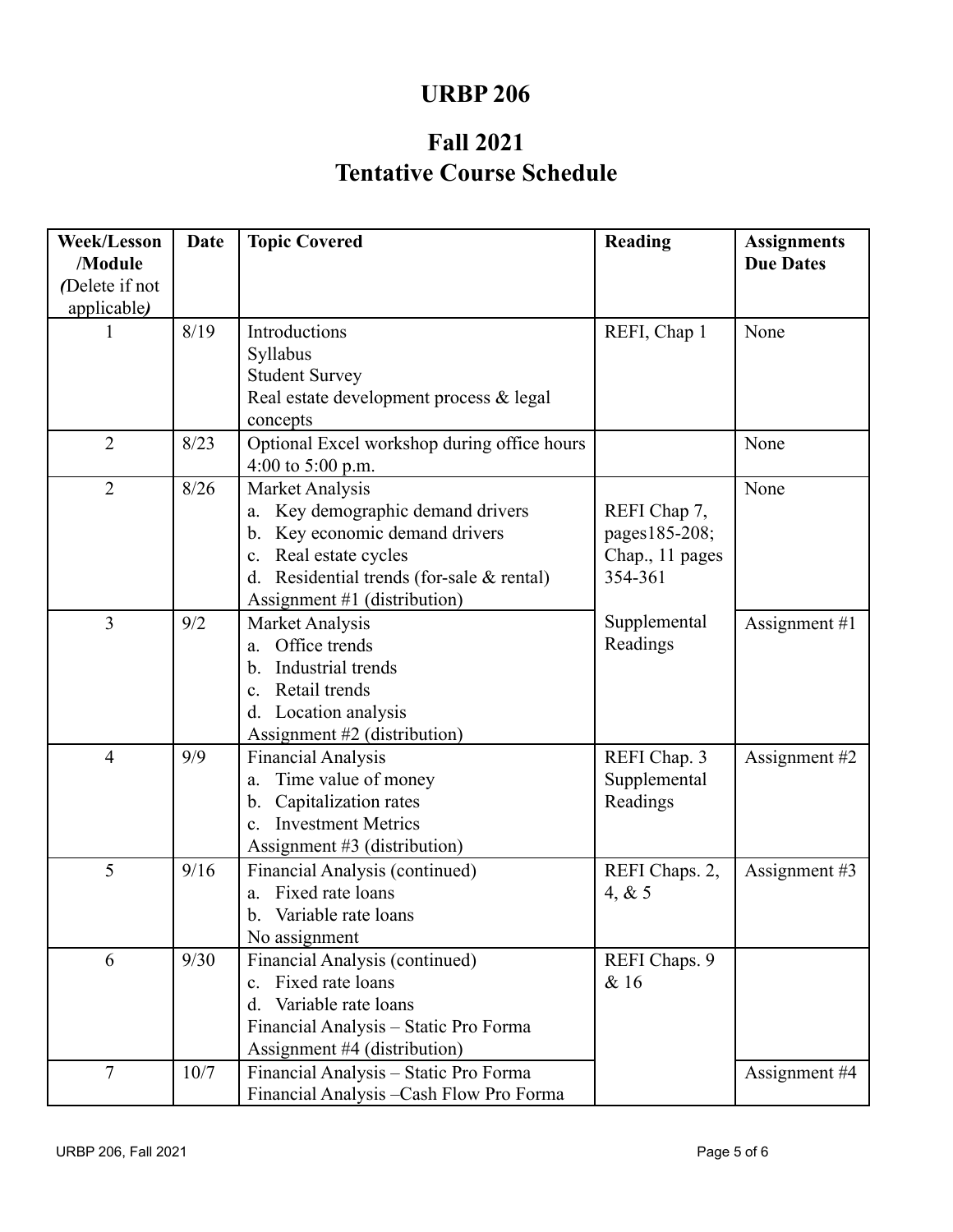# URBP 206

## Fall 2021
## Tentative Course Schedule

| Week/Lesson /Module *(Delete if not applicable)* | Date | Topic Covered | Reading | Assignments Due Dates |
|---|---|---|---|---|
| 1 | 8/19 | Introductions<br>Syllabus<br>Student Survey<br>Real estate development process & legal concepts | REFI, Chap 1 | None |
| 2 | 8/23 | Optional Excel workshop during office hours 4:00 to 5:00 p.m. | | None |
| 2 | 8/26 | Market Analysis<br>a. Key demographic demand drivers<br>b. Key economic demand drivers<br>c. Real estate cycles<br>d. Residential trends (for-sale & rental)<br>Assignment #1 (distribution) | REFI Chap 7, pages185-208; Chap., 11 pages 354-361 | None |
| 3 | 9/2 | Market Analysis<br>a. Office trends<br>b. Industrial trends<br>c. Retail trends<br>d. Location analysis<br>Assignment #2 (distribution) | Supplemental Readings | Assignment #1 |
| 4 | 9/9 | Financial Analysis<br>a. Time value of money<br>b. Capitalization rates<br>c. Investment Metrics<br>Assignment #3 (distribution) | REFI Chap. 3 Supplemental Readings | Assignment #2 |
| 5 | 9/16 | Financial Analysis (continued)<br>a. Fixed rate loans<br>b. Variable rate loans<br>No assignment | REFI Chaps. 2, 4, & 5 | Assignment #3 |
| 6 | 9/30 | Financial Analysis (continued)<br>c. Fixed rate loans<br>d. Variable rate loans<br>Financial Analysis – Static Pro Forma<br>Assignment #4 (distribution) | REFI Chaps. 9 & 16 | |
| 7 | 10/7 | Financial Analysis – Static Pro Forma<br>Financial Analysis –Cash Flow Pro Forma | | Assignment #4 |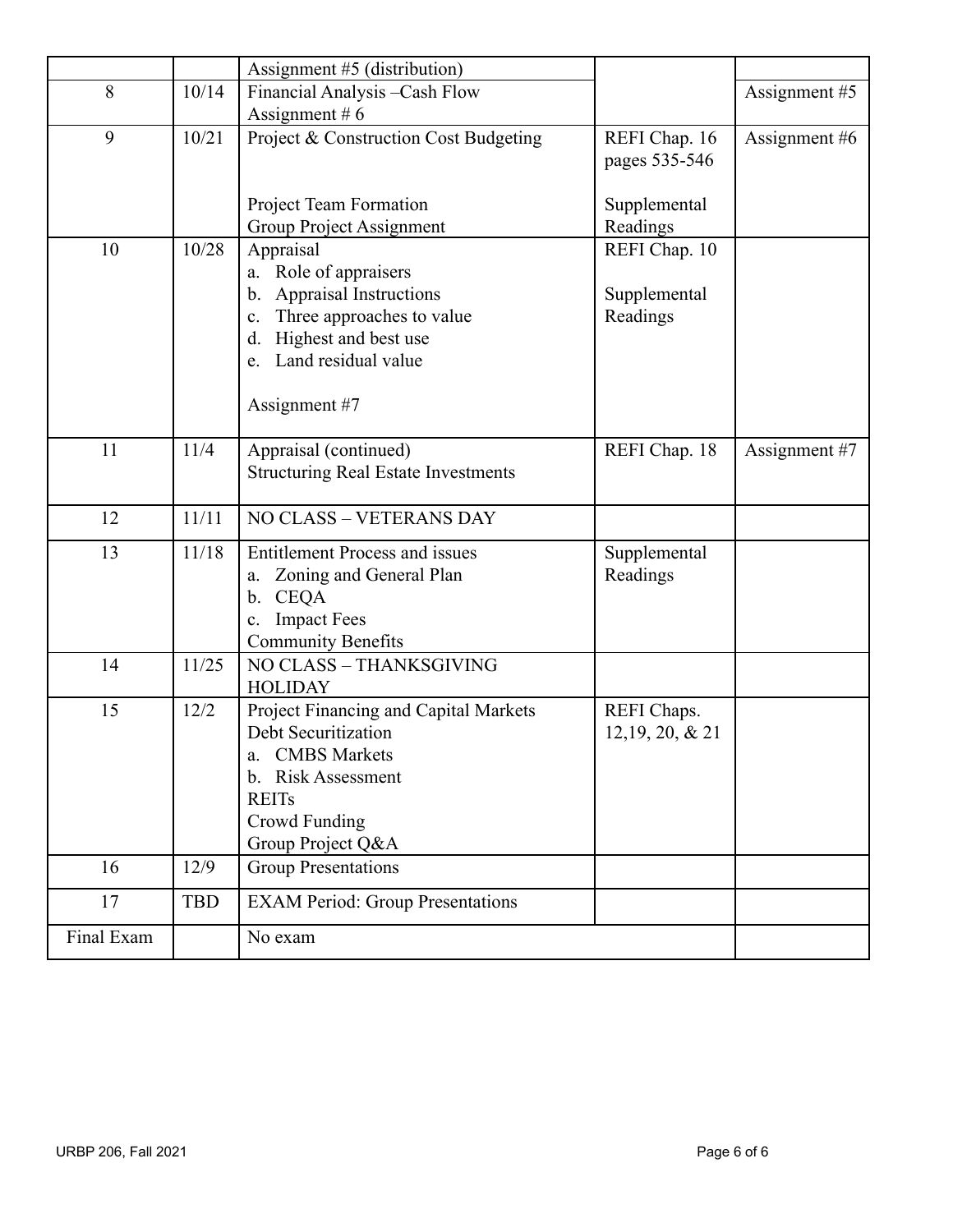| | | | | |
|---|---|---|---|---|
| | | Assignment #5 (distribution) | | |
| 8 | 10/14 | Financial Analysis –Cash Flow<br>Assignment # 6 | | Assignment #5 |
| 9 | 10/21 | Project & Construction Cost Budgeting<br><br>Project Team Formation<br>Group Project Assignment | REFI Chap. 16 pages 535-546<br><br>Supplemental Readings | Assignment #6 |
| 10 | 10/28 | Appraisal<br>a. Role of appraisers<br>b. Appraisal Instructions<br>c. Three approaches to value<br>d. Highest and best use<br>e. Land residual value<br><br>Assignment #7 | REFI Chap. 10<br><br>Supplemental Readings | |
| 11 | 11/4 | Appraisal (continued)<br>Structuring Real Estate Investments | REFI Chap. 18 | Assignment #7 |
| 12 | 11/11 | NO CLASS – VETERANS DAY | | |
| 13 | 11/18 | Entitlement Process and issues<br>a. Zoning and General Plan<br>b. CEQA<br>c. Impact Fees<br>Community Benefits | Supplemental Readings | |
| 14 | 11/25 | NO CLASS – THANKSGIVING HOLIDAY | | |
| 15 | 12/2 | Project Financing and Capital Markets<br>Debt Securitization<br>a. CMBS Markets<br>b. Risk Assessment<br>REITs<br>Crowd Funding<br>Group Project Q&A | REFI Chaps. 12,19, 20, & 21 | |
| 16 | 12/9 | Group Presentations | | |
| 17 | TBD | EXAM Period: Group Presentations | | |
| Final Exam | | No exam | | |